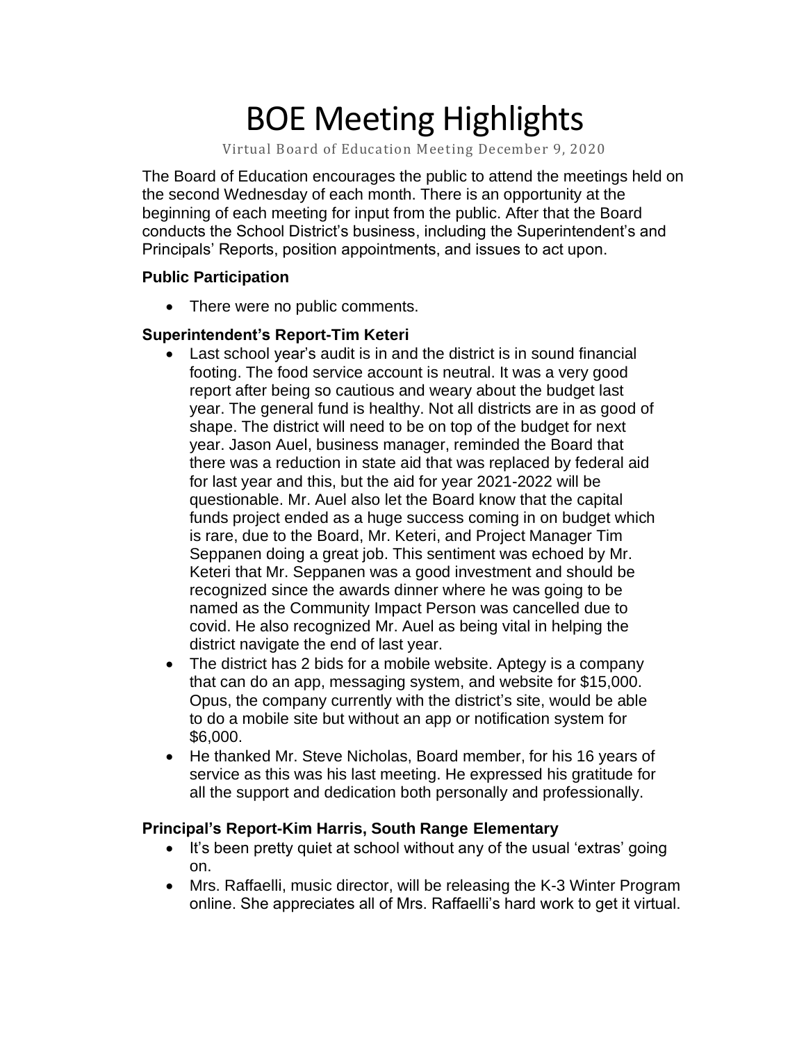# BOE Meeting Highlights

Virtual Board of Education Meeting December 9, 2020

The Board of Education encourages the public to attend the meetings held on the second Wednesday of each month. There is an opportunity at the beginning of each meeting for input from the public. After that the Board conducts the School District's business, including the Superintendent's and Principals' Reports, position appointments, and issues to act upon.

**Public Participation**

- There were no public comments.

**Superintendent's Report-Tim Keteri**

- Last school year's audit is in and the district is in sound financial footing. The food service account is neutral. It was a very good report after being so cautious and weary about the budget last year. The general fund is healthy. Not all districts are in as good of shape. The district will need to be on top of the budget for next year. Jason Auel, business manager, reminded the Board that there was a reduction in state aid that was replaced by federal aid for last year and this, but the aid for year 2021-2022 will be questionable. Mr. Auel also let the Board know that the capital funds project ended as a huge success coming in on budget which is rare, due to the Board, Mr. Keteri, and Project Manager Tim Seppanen doing a great job. This sentiment was echoed by Mr. Keteri that Mr. Seppanen was a good investment and should be recognized since the awards dinner where he was going to be named as the Community Impact Person was cancelled due to covid. He also recognized Mr. Auel as being vital in helping the district navigate the end of last year.
- The district has 2 bids for a mobile website. Aptegy is a company that can do an app, messaging system, and website for $15,000. Opus, the company currently with the district's site, would be able to do a mobile site but without an app or notification system for $6,000.
- He thanked Mr. Steve Nicholas, Board member, for his 16 years of service as this was his last meeting. He expressed his gratitude for all the support and dedication both personally and professionally.

**Principal's Report-Kim Harris, South Range Elementary**

- It's been pretty quiet at school without any of the usual 'extras' going on.
- Mrs. Raffaelli, music director, will be releasing the K-3 Winter Program online. She appreciates all of Mrs. Raffaelli's hard work to get it virtual.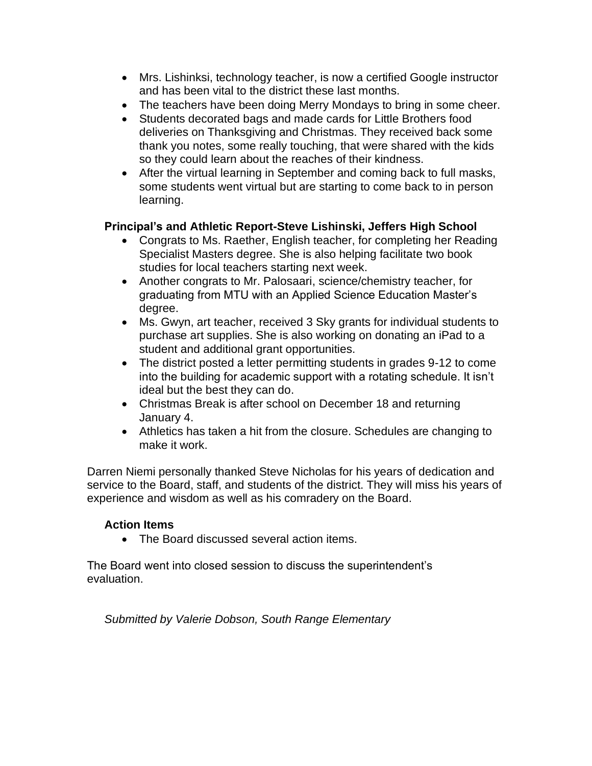- Mrs. Lishinksi, technology teacher, is now a certified Google instructor and has been vital to the district these last months.
- The teachers have been doing Merry Mondays to bring in some cheer.
- Students decorated bags and made cards for Little Brothers food deliveries on Thanksgiving and Christmas. They received back some thank you notes, some really touching, that were shared with the kids so they could learn about the reaches of their kindness.
- After the virtual learning in September and coming back to full masks, some students went virtual but are starting to come back to in person learning.

**Principal's and Athletic Report-Steve Lishinski, Jeffers High School**

- Congrats to Ms. Raether, English teacher, for completing her Reading Specialist Masters degree. She is also helping facilitate two book studies for local teachers starting next week.
- Another congrats to Mr. Palosaari, science/chemistry teacher, for graduating from MTU with an Applied Science Education Master's degree.
- Ms. Gwyn, art teacher, received 3 Sky grants for individual students to purchase art supplies. She is also working on donating an iPad to a student and additional grant opportunities.
- The district posted a letter permitting students in grades 9-12 to come into the building for academic support with a rotating schedule. It isn't ideal but the best they can do.
- Christmas Break is after school on December 18 and returning January 4.
- Athletics has taken a hit from the closure. Schedules are changing to make it work.

Darren Niemi personally thanked Steve Nicholas for his years of dedication and service to the Board, staff, and students of the district. They will miss his years of experience and wisdom as well as his comradery on the Board.

**Action Items**

- The Board discussed several action items.

The Board went into closed session to discuss the superintendent's evaluation.

*Submitted by Valerie Dobson, South Range Elementary*